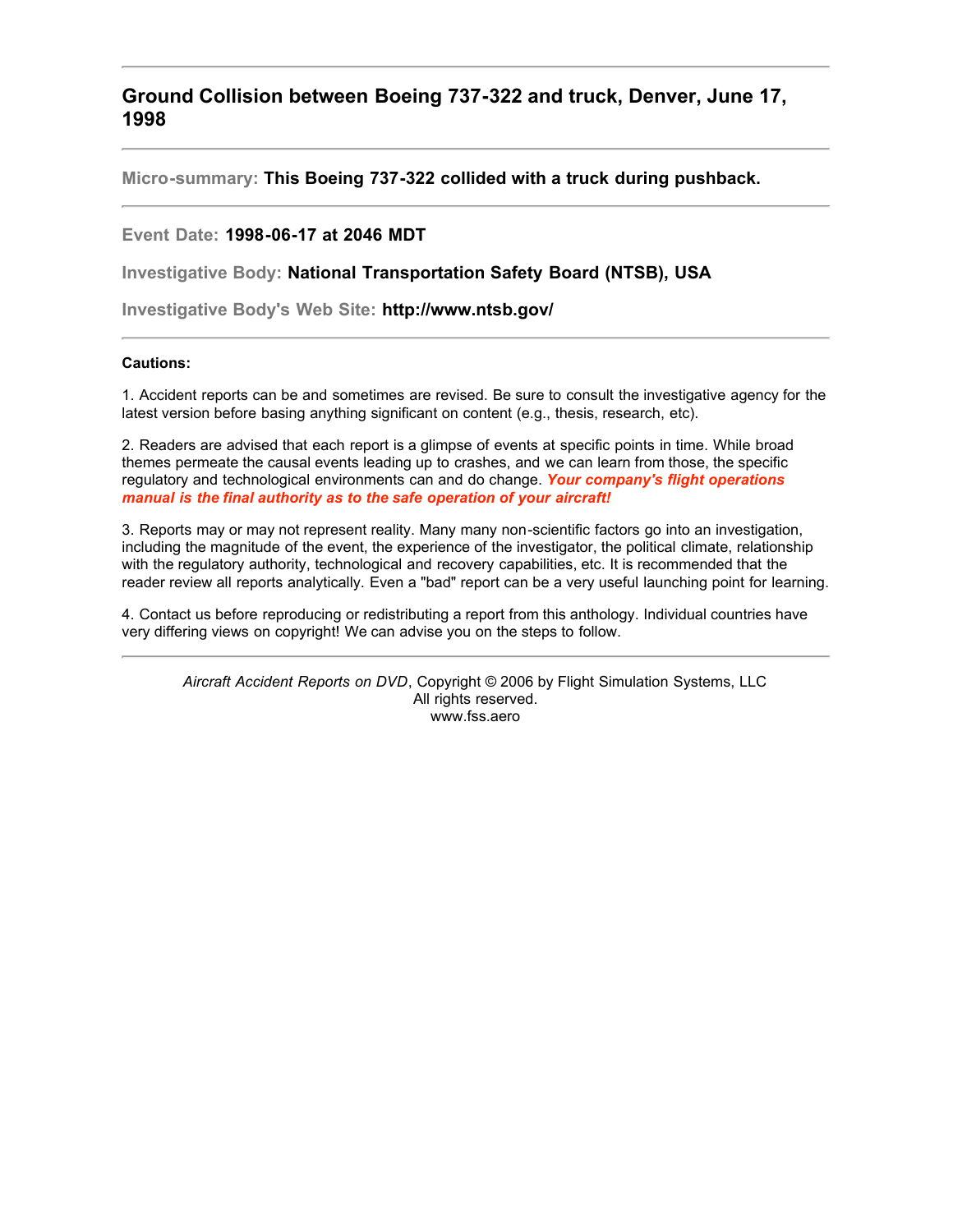## Ground Collision between Boeing 737-322 and truck, Denver, June 17, 1998

---

**Micro-summary: This Boeing 737-322 collided with a truck during pushback.**

---

**Event Date: 1998-06-17 at 2046 MDT**

**Investigative Body: National Transportation Safety Board (NTSB), USA**

**Investigative Body's Web Site: http://www.ntsb.gov/**

---

**Cautions:**

1. Accident reports can be and sometimes are revised. Be sure to consult the investigative agency for the latest version before basing anything significant on content (e.g., thesis, research, etc).

2. Readers are advised that each report is a glimpse of events at specific points in time. While broad themes permeate the causal events leading up to crashes, and we can learn from those, the specific regulatory and technological environments can and do change. ***Your company's flight operations manual is the final authority as to the safe operation of your aircraft!***

3. Reports may or may not represent reality. Many many non-scientific factors go into an investigation, including the magnitude of the event, the experience of the investigator, the political climate, relationship with the regulatory authority, technological and recovery capabilities, etc. It is recommended that the reader review all reports analytically. Even a "bad" report can be a very useful launching point for learning.

4. Contact us before reproducing or redistributing a report from this anthology. Individual countries have very differing views on copyright! We can advise you on the steps to follow.

---

*Aircraft Accident Reports on DVD*, Copyright © 2006 by Flight Simulation Systems, LLC
All rights reserved.
www.fss.aero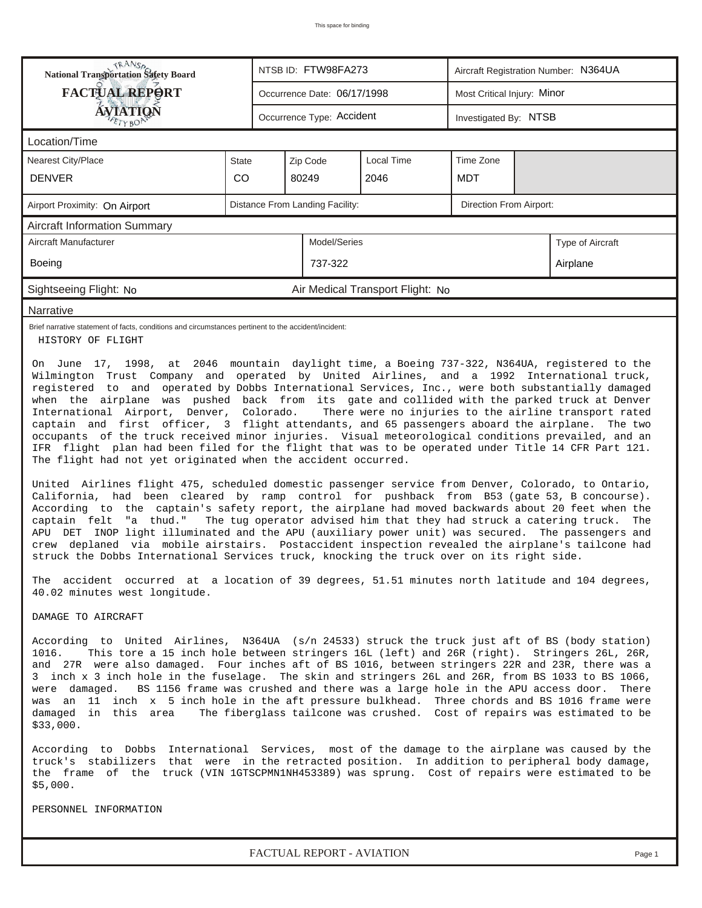This space for binding

| National Transportation Safety Board FACTUAL REPORT AVIATION | NTSB ID: FTW98FA273 | Aircraft Registration Number: N364UA |
|---|---|---|
| | Occurrence Date: 06/17/1998 | Most Critical Injury: Minor |
| | Occurrence Type: Accident | Investigated By: NTSB |

## Location/Time

| Nearest City/Place | State | Zip Code | Local Time | Time Zone |
|---|---|---|---|---|
| DENVER | CO | 80249 | 2046 | MDT |

| Airport Proximity: On Airport | Distance From Landing Facility: | Direction From Airport: |
|---|---|---|

## Aircraft Information Summary

| Aircraft Manufacturer | Model/Series | Type of Aircraft |
|---|---|---|
| Boeing | 737-322 | Airplane |

Sightseeing Flight: No | Air Medical Transport Flight: No

## Narrative

Brief narrative statement of facts, conditions and circumstances pertinent to the accident/incident:

HISTORY OF FLIGHT

On June 17, 1998, at 2046 mountain daylight time, a Boeing 737-322, N364UA, registered to the Wilmington Trust Company and operated by United Airlines, and a 1992 International truck, registered to and operated by Dobbs International Services, Inc., were both substantially damaged when the airplane was pushed back from its gate and collided with the parked truck at Denver International Airport, Denver, Colorado. There were no injuries to the airline transport rated captain and first officer, 3 flight attendants, and 65 passengers aboard the airplane. The two occupants of the truck received minor injuries. Visual meteorological conditions prevailed, and an IFR flight plan had been filed for the flight that was to be operated under Title 14 CFR Part 121. The flight had not yet originated when the accident occurred.

United Airlines flight 475, scheduled domestic passenger service from Denver, Colorado, to Ontario, California, had been cleared by ramp control for pushback from B53 (gate 53, B concourse). According to the captain's safety report, the airplane had moved backwards about 20 feet when the captain felt "a thud." The tug operator advised him that they had struck a catering truck. The APU DET INOP light illuminated and the APU (auxiliary power unit) was secured. The passengers and crew deplaned via mobile airstairs. Postaccident inspection revealed the airplane's tailcone had struck the Dobbs International Services truck, knocking the truck over on its right side.

The accident occurred at a location of 39 degrees, 51.51 minutes north latitude and 104 degrees, 40.02 minutes west longitude.

DAMAGE TO AIRCRAFT

According to United Airlines, N364UA (s/n 24533) struck the truck just aft of BS (body station) 1016. This tore a 15 inch hole between stringers 16L (left) and 26R (right). Stringers 26L, 26R, and 27R were also damaged. Four inches aft of BS 1016, between stringers 22R and 23R, there was a 3 inch x 3 inch hole in the fuselage. The skin and stringers 26L and 26R, from BS 1033 to BS 1066, were damaged. BS 1156 frame was crushed and there was a large hole in the APU access door. There was an 11 inch x 5 inch hole in the aft pressure bulkhead. Three chords and BS 1016 frame were damaged in this area The fiberglass tailcone was crushed. Cost of repairs was estimated to be $33,000.

According to Dobbs International Services, most of the damage to the airplane was caused by the truck's stabilizers that were in the retracted position. In addition to peripheral body damage, the frame of the truck (VIN 1GTSCPMN1NH453389) was sprung. Cost of repairs were estimated to be $5,000.

PERSONNEL INFORMATION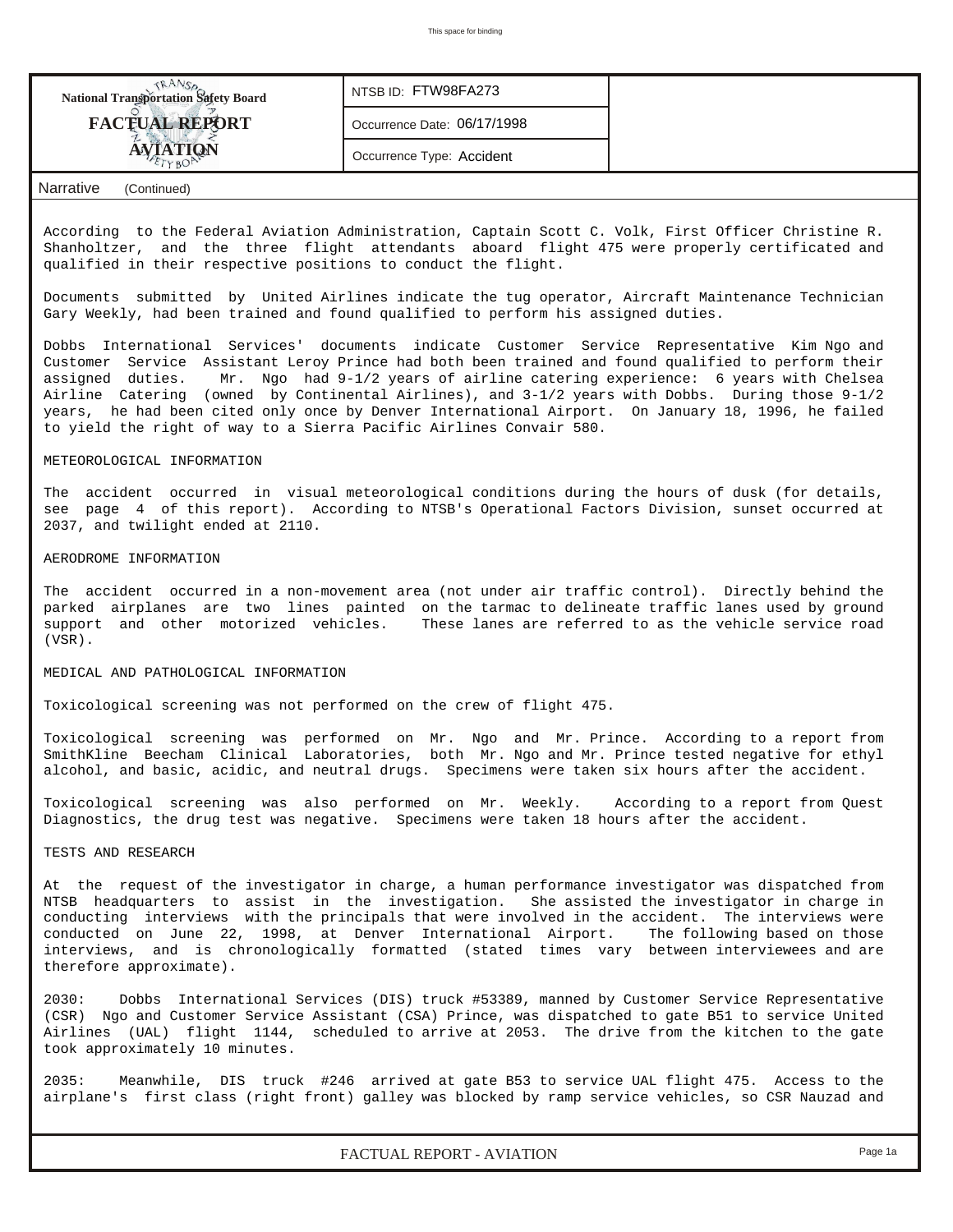## Narrative (Continued)

According to the Federal Aviation Administration, Captain Scott C. Volk, First Officer Christine R. Shanholtzer, and the three flight attendants aboard flight 475 were properly certificated and qualified in their respective positions to conduct the flight.

Documents submitted by United Airlines indicate the tug operator, Aircraft Maintenance Technician Gary Weekly, had been trained and found qualified to perform his assigned duties.

Dobbs International Services' documents indicate Customer Service Representative Kim Ngo and Customer Service Assistant Leroy Prince had both been trained and found qualified to perform their assigned duties. Mr. Ngo had 9-1/2 years of airline catering experience: 6 years with Chelsea Airline Catering (owned by Continental Airlines), and 3-1/2 years with Dobbs. During those 9-1/2 years, he had been cited only once by Denver International Airport. On January 18, 1996, he failed to yield the right of way to a Sierra Pacific Airlines Convair 580.

METEOROLOGICAL INFORMATION

The accident occurred in visual meteorological conditions during the hours of dusk (for details, see page 4 of this report). According to NTSB's Operational Factors Division, sunset occurred at 2037, and twilight ended at 2110.

AERODROME INFORMATION

The accident occurred in a non-movement area (not under air traffic control). Directly behind the parked airplanes are two lines painted on the tarmac to delineate traffic lanes used by ground support and other motorized vehicles. These lanes are referred to as the vehicle service road (VSR).

MEDICAL AND PATHOLOGICAL INFORMATION

Toxicological screening was not performed on the crew of flight 475.

Toxicological screening was performed on Mr. Ngo and Mr. Prince. According to a report from SmithKline Beecham Clinical Laboratories, both Mr. Ngo and Mr. Prince tested negative for ethyl alcohol, and basic, acidic, and neutral drugs. Specimens were taken six hours after the accident.

Toxicological screening was also performed on Mr. Weekly. According to a report from Quest Diagnostics, the drug test was negative. Specimens were taken 18 hours after the accident.

TESTS AND RESEARCH

At the request of the investigator in charge, a human performance investigator was dispatched from NTSB headquarters to assist in the investigation. She assisted the investigator in charge in conducting interviews with the principals that were involved in the accident. The interviews were conducted on June 22, 1998, at Denver International Airport. The following based on those interviews, and is chronologically formatted (stated times vary between interviewees and are therefore approximate).

2030: Dobbs International Services (DIS) truck #53389, manned by Customer Service Representative (CSR) Ngo and Customer Service Assistant (CSA) Prince, was dispatched to gate B51 to service United Airlines (UAL) flight 1144, scheduled to arrive at 2053. The drive from the kitchen to the gate took approximately 10 minutes.

2035: Meanwhile, DIS truck #246 arrived at gate B53 to service UAL flight 475. Access to the airplane's first class (right front) galley was blocked by ramp service vehicles, so CSR Nauzad and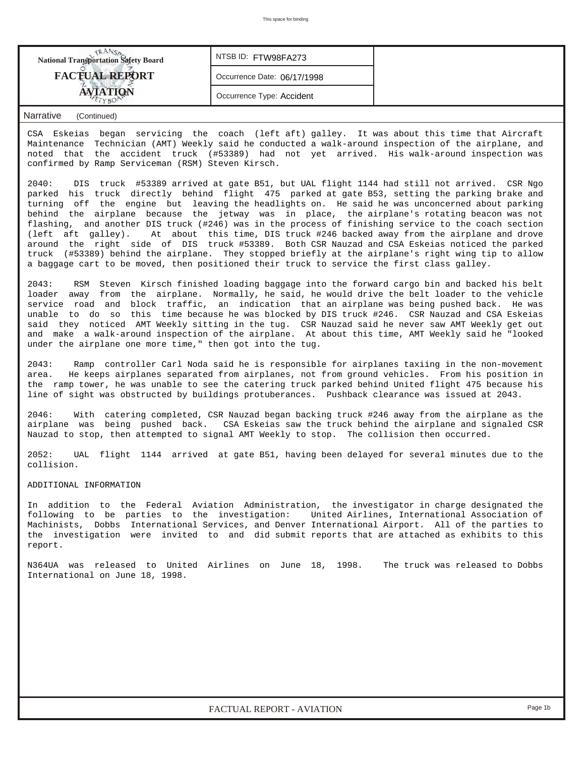Narrative (Continued)

CSA Eskeias began servicing the coach (left aft) galley. It was about this time that Aircraft Maintenance Technician (AMT) Weekly said he conducted a walk-around inspection of the airplane, and noted that the accident truck (#53389) had not yet arrived. His walk-around inspection was confirmed by Ramp Serviceman (RSM) Steven Kirsch.

2040: DIS truck #53389 arrived at gate B51, but UAL flight 1144 had still not arrived. CSR Ngo parked his truck directly behind flight 475 parked at gate B53, setting the parking brake and turning off the engine but leaving the headlights on. He said he was unconcerned about parking behind the airplane because the jetway was in place, the airplane's rotating beacon was not flashing, and another DIS truck (#246) was in the process of finishing service to the coach section (left aft galley). At about this time, DIS truck #246 backed away from the airplane and drove around the right side of DIS truck #53389. Both CSR Nauzad and CSA Eskeias noticed the parked truck (#53389) behind the airplane. They stopped briefly at the airplane's right wing tip to allow a baggage cart to be moved, then positioned their truck to service the first class galley.

2043: RSM Steven Kirsch finished loading baggage into the forward cargo bin and backed his belt loader away from the airplane. Normally, he said, he would drive the belt loader to the vehicle service road and block traffic, an indication that an airplane was being pushed back. He was unable to do so this time because he was blocked by DIS truck #246. CSR Nauzad and CSA Eskeias said they noticed AMT Weekly sitting in the tug. CSR Nauzad said he never saw AMT Weekly get out and make a walk-around inspection of the airplane. At about this time, AMT Weekly said he "looked under the airplane one more time," then got into the tug.

2043: Ramp controller Carl Noda said he is responsible for airplanes taxiing in the non-movement area. He keeps airplanes separated from airplanes, not from ground vehicles. From his position in the ramp tower, he was unable to see the catering truck parked behind United flight 475 because his line of sight was obstructed by buildings protuberances. Pushback clearance was issued at 2043.

2046: With catering completed, CSR Nauzad began backing truck #246 away from the airplane as the airplane was being pushed back. CSA Eskeias saw the truck behind the airplane and signaled CSR Nauzad to stop, then attempted to signal AMT Weekly to stop. The collision then occurred.

2052: UAL flight 1144 arrived at gate B51, having been delayed for several minutes due to the collision.

ADDITIONAL INFORMATION

In addition to the Federal Aviation Administration, the investigator in charge designated the following to be parties to the investigation: United Airlines, International Association of Machinists, Dobbs International Services, and Denver International Airport. All of the parties to the investigation were invited to and did submit reports that are attached as exhibits to this report.

N364UA was released to United Airlines on June 18, 1998. The truck was released to Dobbs International on June 18, 1998.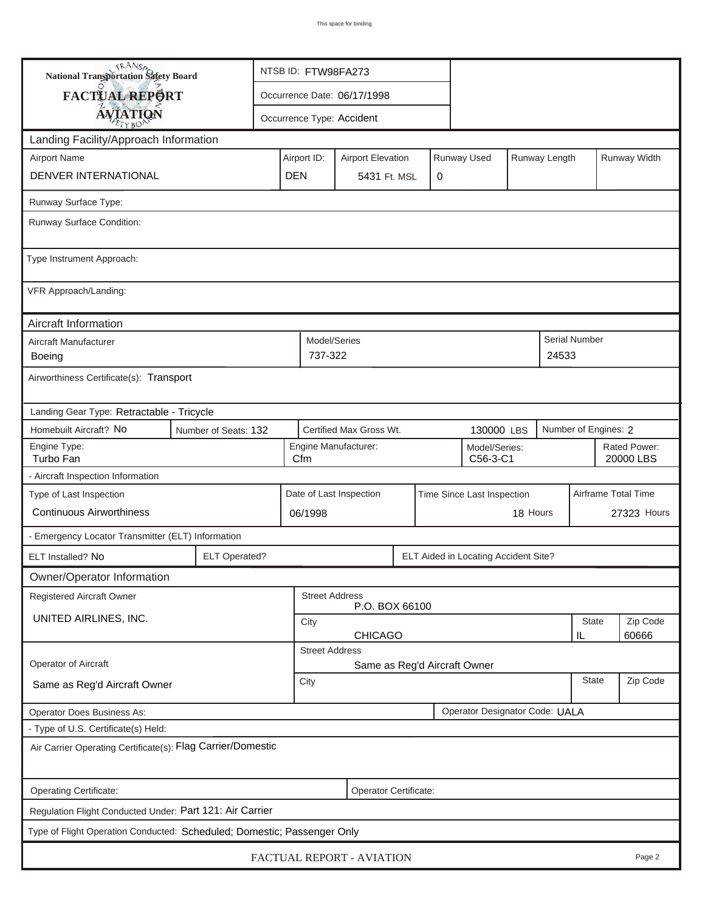This space for binding

**National Transportation Safety Board**

**FACTUAL REPORT**

**AVIATION**

| | |
|---|---|
| NTSB ID: FTW98FA273 | |
| Occurrence Date: 06/17/1998 | |
| Occurrence Type: Accident | |

## Landing Facility/Approach Information

| Airport Name | Airport ID: | Airport Elevation | Runway Used | Runway Length | Runway Width |
|---|---|---|---|---|---|
| DENVER INTERNATIONAL | DEN | 5431 Ft. MSL | 0 | | |

Runway Surface Type:

Runway Surface Condition:

Type Instrument Approach:

VFR Approach/Landing:

## Aircraft Information

| Aircraft Manufacturer | Model/Series | Serial Number |
|---|---|---|
| Boeing | 737-322 | 24533 |

Airworthiness Certificate(s): Transport

Landing Gear Type: Retractable - Tricycle

| Homebuilt Aircraft? | Number of Seats: | Certified Max Gross Wt. | Number of Engines: |
|---|---|---|---|
| No | 132 | 130000 LBS | 2 |

| Engine Type: | Engine Manufacturer: | Model/Series: | Rated Power: |
|---|---|---|---|
| Turbo Fan | Cfm | C56-3-C1 | 20000 LBS |

- Aircraft Inspection Information

| Type of Last Inspection | Date of Last Inspection | Time Since Last Inspection | Airframe Total Time |
|---|---|---|---|
| Continuous Airworthiness | 06/1998 | 18 Hours | 27323 Hours |

- Emergency Locator Transmitter (ELT) Information

| ELT Installed? | ELT Operated? | ELT Aided in Locating Accident Site? |
|---|---|---|
| No | | |

## Owner/Operator Information

| Registered Aircraft Owner | Street Address | City | State | Zip Code |
|---|---|---|---|---|
| UNITED AIRLINES, INC. | P.O. BOX 66100 | CHICAGO | IL | 60666 |

| Operator of Aircraft | Street Address | City | State | Zip Code |
|---|---|---|---|---|
| Same as Reg'd Aircraft Owner | Same as Reg'd Aircraft Owner | | | |

Operator Does Business As:

Operator Designator Code: UALA

- Type of U.S. Certificate(s) Held:

Air Carrier Operating Certificate(s): Flag Carrier/Domestic

Operating Certificate:

Operator Certificate:

Regulation Flight Conducted Under: Part 121: Air Carrier

Type of Flight Operation Conducted: Scheduled; Domestic; Passenger Only

FACTUAL REPORT - AVIATION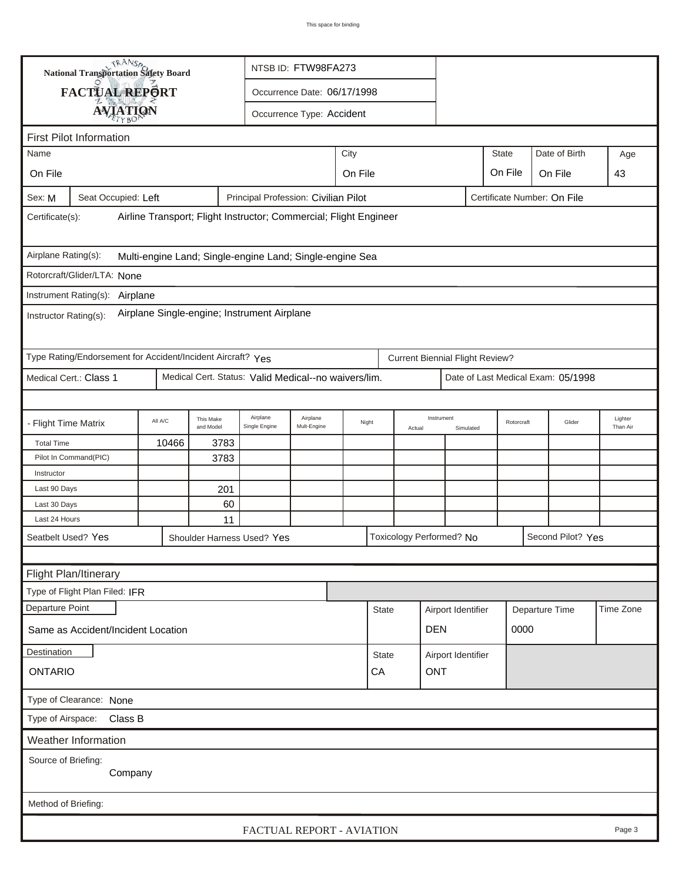**National Transportation Safety Board**

**FACTUAL REPORT**

**AVIATION**

NTSB ID: FTW98FA273

Occurrence Date: 06/17/1998

Occurrence Type: Accident

## First Pilot Information

| Name | City | State | Date of Birth | Age |
|---|---|---|---|---|
| On File | On File | On File | On File | 43 |

Sex: M | Seat Occupied: Left | Principal Profession: Civilian Pilot | Certificate Number: On File

Certificate(s): Airline Transport; Flight Instructor; Commercial; Flight Engineer

Airplane Rating(s): Multi-engine Land; Single-engine Land; Single-engine Sea

Rotorcraft/Glider/LTA: None

Instrument Rating(s): Airplane

Instructor Rating(s): Airplane Single-engine; Instrument Airplane

Type Rating/Endorsement for Accident/Incident Aircraft? Yes

Current Biennial Flight Review?

Medical Cert.: Class 1 | Medical Cert. Status: Valid Medical--no waivers/lim. | Date of Last Medical Exam: 05/1998

| - Flight Time Matrix | All A/C | This Make and Model | Airplane Single Engine | Airplane Mult-Engine | Night | Instrument Actual | Instrument Simulated | Rotorcraft | Glider | Lighter Than Air |
|---|---|---|---|---|---|---|---|---|---|---|
| Total Time | 10466 | 3783 | | | | | | | | |
| Pilot In Command(PIC) | | 3783 | | | | | | | | |
| Instructor | | | | | | | | | | |
| Last 90 Days | | 201 | | | | | | | | |
| Last 30 Days | | 60 | | | | | | | | |
| Last 24 Hours | | 11 | | | | | | | | |

Seatbelt Used? Yes | Shoulder Harness Used? Yes | Toxicology Performed? No | Second Pilot? Yes

## Flight Plan/Itinerary

Type of Flight Plan Filed: IFR

| Departure Point | State | Airport Identifier | Departure Time | Time Zone |
|---|---|---|---|---|
| Same as Accident/Incident Location | | DEN | 0000 | |

| Destination | State | Airport Identifier |
|---|---|---|
| ONTARIO | CA | ONT |

Type of Clearance: None

Type of Airspace: Class B

## Weather Information

Source of Briefing:
Company

Method of Briefing:

FACTUAL REPORT - AVIATION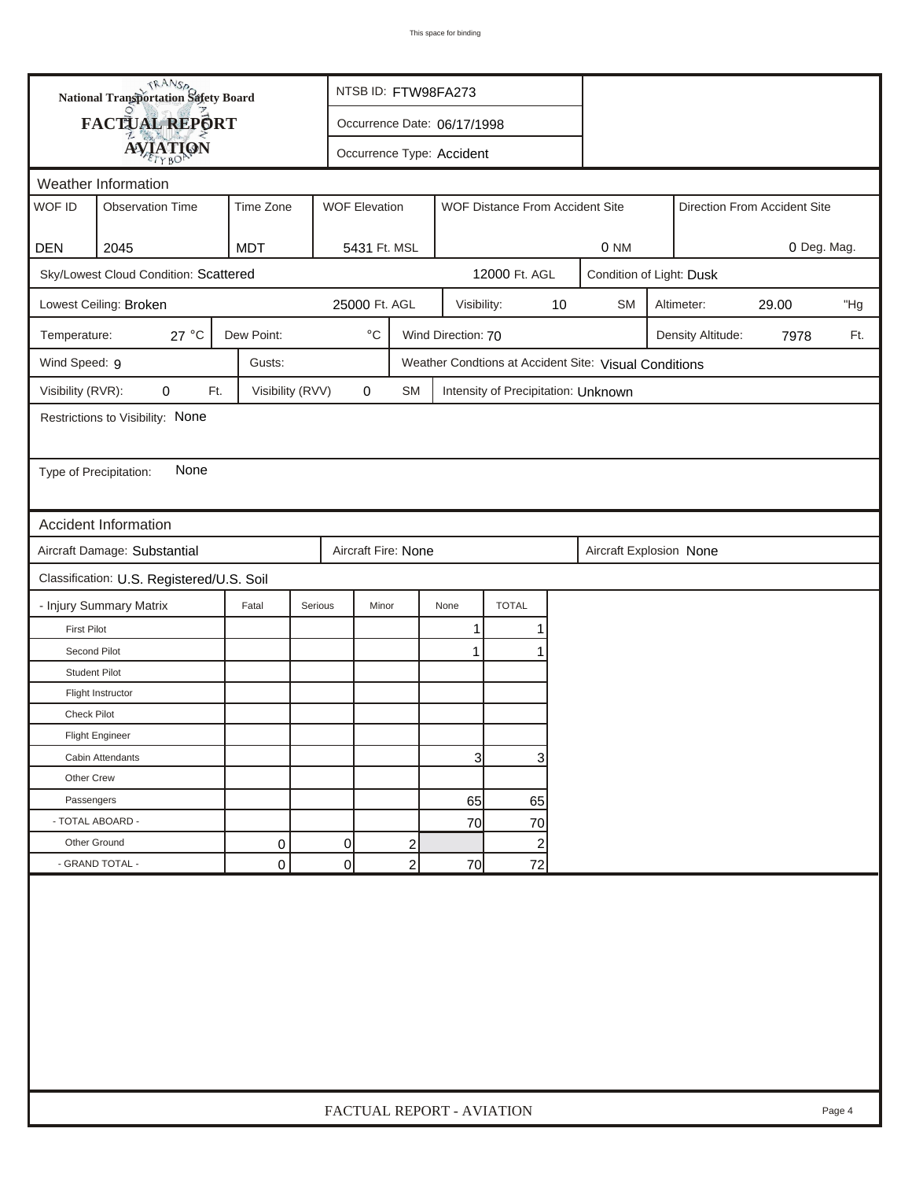**National Transportation Safety Board**
**FACTUAL REPORT**
**AVIATION**

NTSB ID: FTW98FA273

Occurrence Date: 06/17/1998

Occurrence Type: Accident

## Weather Information

| WOF ID | Observation Time | Time Zone | WOF Elevation | WOF Distance From Accident Site | Direction From Accident Site |
|---|---|---|---|---|---|
| DEN | 2045 | MDT | 5431 Ft. MSL | 0 NM | 0 Deg. Mag. |

Sky/Lowest Cloud Condition: Scattered — 12000 Ft. AGL

Condition of Light: Dusk

Lowest Ceiling: Broken — 25000 Ft. AGL

Visibility: 10 SM

Altimeter: 29.00 "Hg

Temperature: 27 °C

Dew Point: °C

Wind Direction: 70

Density Altitude: 7978 Ft.

Wind Speed: 9

Gusts:

Weather Condtions at Accident Site: Visual Conditions

Visibility (RVR): 0 Ft.

Visibility (RVV): 0 SM

Intensity of Precipitation: Unknown

Restrictions to Visibility: None

Type of Precipitation: None

## Accident Information

Aircraft Damage: Substantial

Aircraft Fire: None

Aircraft Explosion: None

Classification: U.S. Registered/U.S. Soil

| - Injury Summary Matrix | Fatal | Serious | Minor | None | TOTAL |
|---|---|---|---|---|---|
| First Pilot | | | | 1 | 1 |
| Second Pilot | | | | 1 | 1 |
| Student Pilot | | | | | |
| Flight Instructor | | | | | |
| Check Pilot | | | | | |
| Flight Engineer | | | | | |
| Cabin Attendants | | | | 3 | 3 |
| Other Crew | | | | | |
| Passengers | | | | 65 | 65 |
| - TOTAL ABOARD - | | | | 70 | 70 |
| Other Ground | 0 | 0 | 2 | | 2 |
| - GRAND TOTAL - | 0 | 0 | 2 | 70 | 72 |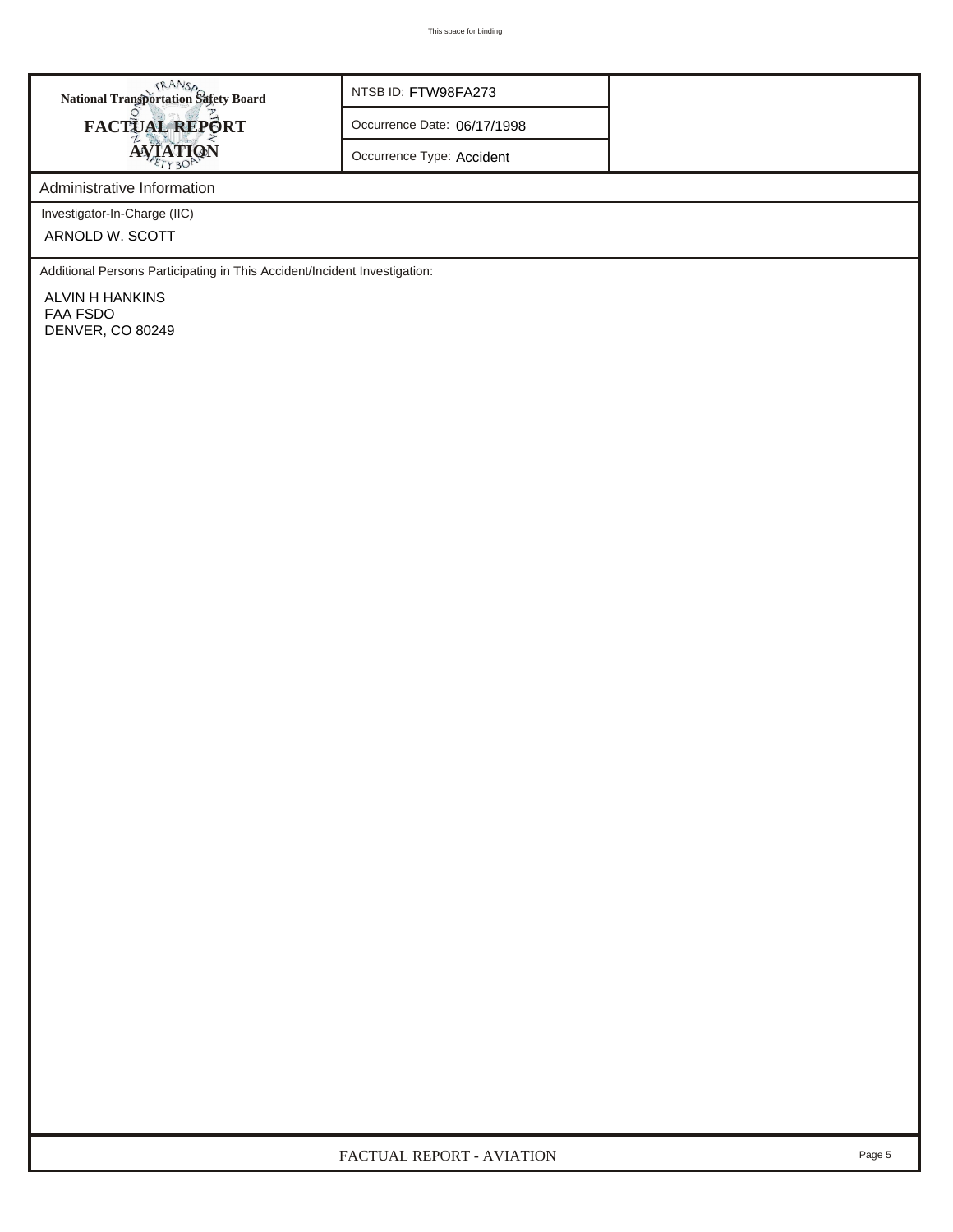National Transportation Safety Board

**FACTUAL REPORT**

**AVIATION**

| | |
|---|---|
| NTSB ID: FTW98FA273 | |
| Occurrence Date: 06/17/1998 | |
| Occurrence Type: Accident | |

## Administrative Information

Investigator-In-Charge (IIC)

ARNOLD W. SCOTT

Additional Persons Participating in This Accident/Incident Investigation:

ALVIN H HANKINS
FAA FSDO
DENVER, CO 80249